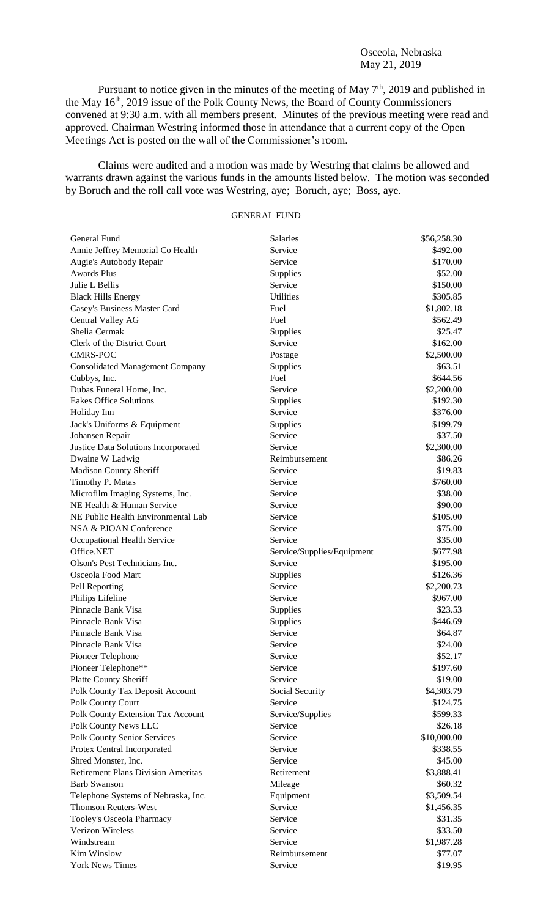Osceola, Nebraska
May 21, 2019

Pursuant to notice given in the minutes of the meeting of May 7th, 2019 and published in the May 16th, 2019 issue of the Polk County News, the Board of County Commissioners convened at 9:30 a.m. with all members present. Minutes of the previous meeting were read and approved. Chairman Westring informed those in attendance that a current copy of the Open Meetings Act is posted on the wall of the Commissioner's room.

Claims were audited and a motion was made by Westring that claims be allowed and warrants drawn against the various funds in the amounts listed below. The motion was seconded by Boruch and the roll call vote was Westring, aye; Boruch, aye; Boss, aye.

GENERAL FUND

| | | |
|---|---|---|
| General Fund | Salaries | $56,258.30 |
| Annie Jeffrey Memorial Co Health | Service | $492.00 |
| Augie's Autobody Repair | Service | $170.00 |
| Awards Plus | Supplies | $52.00 |
| Julie L Bellis | Service | $150.00 |
| Black Hills Energy | Utilities | $305.85 |
| Casey's Business Master Card | Fuel | $1,802.18 |
| Central Valley AG | Fuel | $562.49 |
| Shelia Cermak | Supplies | $25.47 |
| Clerk of the District Court | Service | $162.00 |
| CMRS-POC | Postage | $2,500.00 |
| Consolidated Management Company | Supplies | $63.51 |
| Cubbys, Inc. | Fuel | $644.56 |
| Dubas Funeral Home, Inc. | Service | $2,200.00 |
| Eakes Office Solutions | Supplies | $192.30 |
| Holiday Inn | Service | $376.00 |
| Jack's Uniforms & Equipment | Supplies | $199.79 |
| Johansen Repair | Service | $37.50 |
| Justice Data Solutions Incorporated | Service | $2,300.00 |
| Dwaine W Ladwig | Reimbursement | $86.26 |
| Madison County Sheriff | Service | $19.83 |
| Timothy P. Matas | Service | $760.00 |
| Microfilm Imaging Systems, Inc. | Service | $38.00 |
| NE Health & Human Service | Service | $90.00 |
| NE Public Health Environmental Lab | Service | $105.00 |
| NSA & PJOAN Conference | Service | $75.00 |
| Occupational Health Service | Service | $35.00 |
| Office.NET | Service/Supplies/Equipment | $677.98 |
| Olson's Pest Technicians Inc. | Service | $195.00 |
| Osceola Food Mart | Supplies | $126.36 |
| Pell Reporting | Service | $2,200.73 |
| Philips Lifeline | Service | $967.00 |
| Pinnacle Bank Visa | Supplies | $23.53 |
| Pinnacle Bank Visa | Supplies | $446.69 |
| Pinnacle Bank Visa | Service | $64.87 |
| Pinnacle Bank Visa | Service | $24.00 |
| Pioneer Telephone | Service | $52.17 |
| Pioneer Telephone** | Service | $197.60 |
| Platte County Sheriff | Service | $19.00 |
| Polk County Tax Deposit Account | Social Security | $4,303.79 |
| Polk County Court | Service | $124.75 |
| Polk County Extension Tax Account | Service/Supplies | $599.33 |
| Polk County News LLC | Service | $26.18 |
| Polk County Senior Services | Service | $10,000.00 |
| Protex Central Incorporated | Service | $338.55 |
| Shred Monster, Inc. | Service | $45.00 |
| Retirement Plans Division Ameritas | Retirement | $3,888.41 |
| Barb Swanson | Mileage | $60.32 |
| Telephone Systems of Nebraska, Inc. | Equipment | $3,509.54 |
| Thomson Reuters-West | Service | $1,456.35 |
| Tooley's Osceola Pharmacy | Service | $31.35 |
| Verizon Wireless | Service | $33.50 |
| Windstream | Service | $1,987.28 |
| Kim Winslow | Reimbursement | $77.07 |
| York News Times | Service | $19.95 |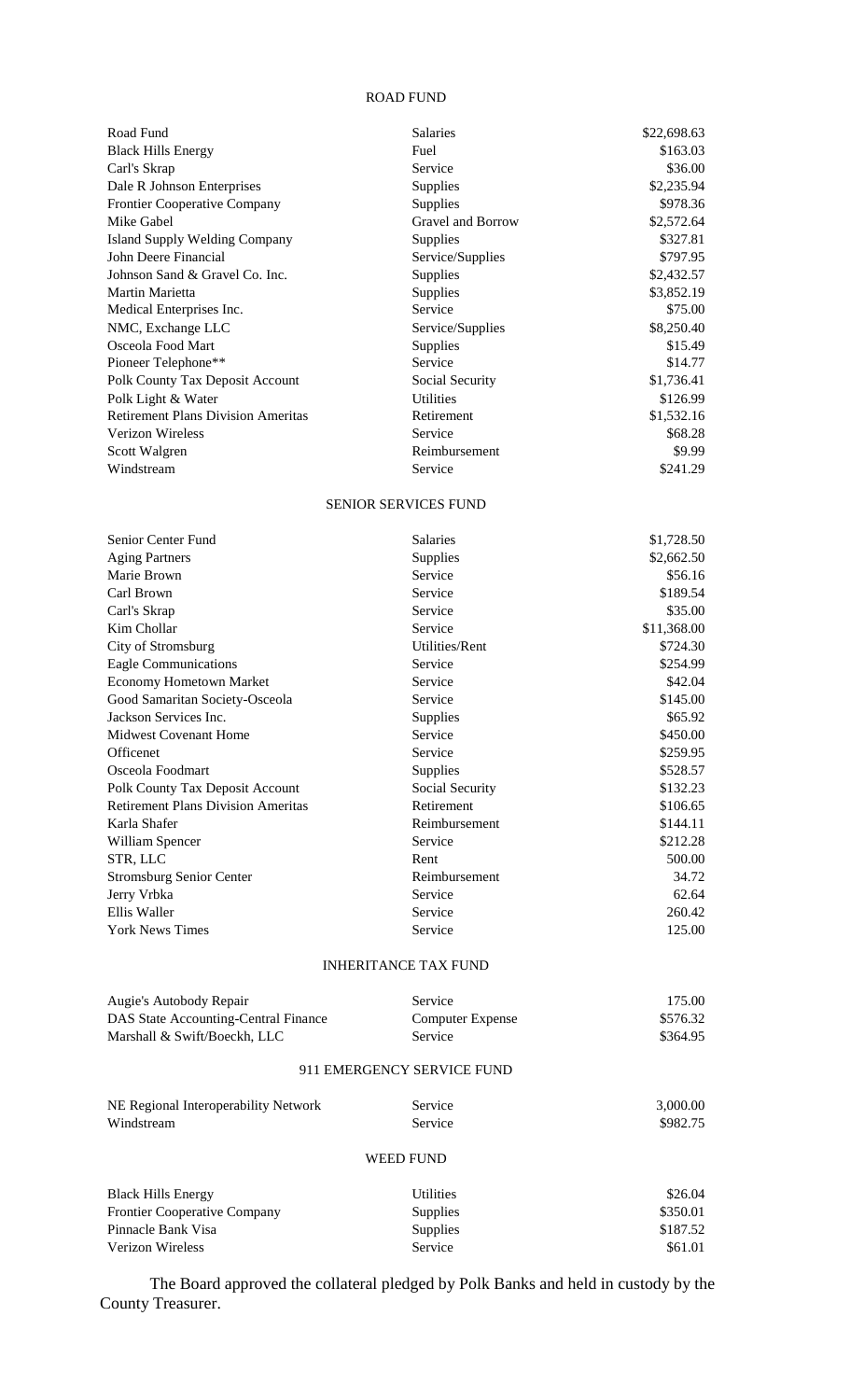## ROAD FUND

| | | |
|---|---|---|
| Road Fund | Salaries | \$22,698.63 |
| Black Hills Energy | Fuel | \$163.03 |
| Carl's Skrap | Service | \$36.00 |
| Dale R Johnson Enterprises | Supplies | \$2,235.94 |
| Frontier Cooperative Company | Supplies | \$978.36 |
| Mike Gabel | Gravel and Borrow | \$2,572.64 |
| Island Supply Welding Company | Supplies | \$327.81 |
| John Deere Financial | Service/Supplies | \$797.95 |
| Johnson Sand & Gravel Co. Inc. | Supplies | \$2,432.57 |
| Martin Marietta | Supplies | \$3,852.19 |
| Medical Enterprises Inc. | Service | \$75.00 |
| NMC, Exchange LLC | Service/Supplies | \$8,250.40 |
| Osceola Food Mart | Supplies | \$15.49 |
| Pioneer Telephone** | Service | \$14.77 |
| Polk County Tax Deposit Account | Social Security | \$1,736.41 |
| Polk Light & Water | Utilities | \$126.99 |
| Retirement Plans Division Ameritas | Retirement | \$1,532.16 |
| Verizon Wireless | Service | \$68.28 |
| Scott Walgren | Reimbursement | \$9.99 |
| Windstream | Service | \$241.29 |

## SENIOR SERVICES FUND

| | | |
|---|---|---|
| Senior Center Fund | Salaries | \$1,728.50 |
| Aging Partners | Supplies | \$2,662.50 |
| Marie Brown | Service | \$56.16 |
| Carl Brown | Service | \$189.54 |
| Carl's Skrap | Service | \$35.00 |
| Kim Chollar | Service | \$11,368.00 |
| City of Stromsburg | Utilities/Rent | \$724.30 |
| Eagle Communications | Service | \$254.99 |
| Economy Hometown Market | Service | \$42.04 |
| Good Samaritan Society-Osceola | Service | \$145.00 |
| Jackson Services Inc. | Supplies | \$65.92 |
| Midwest Covenant Home | Service | \$450.00 |
| Officenet | Service | \$259.95 |
| Osceola Foodmart | Supplies | \$528.57 |
| Polk County Tax Deposit Account | Social Security | \$132.23 |
| Retirement Plans Division Ameritas | Retirement | \$106.65 |
| Karla Shafer | Reimbursement | \$144.11 |
| William Spencer | Service | \$212.28 |
| STR, LLC | Rent | 500.00 |
| Stromsburg Senior Center | Reimbursement | 34.72 |
| Jerry Vrbka | Service | 62.64 |
| Ellis Waller | Service | 260.42 |
| York News Times | Service | 125.00 |

## INHERITANCE TAX FUND

| | | |
|---|---|---|
| Augie's Autobody Repair | Service | 175.00 |
| DAS State Accounting-Central Finance | Computer Expense | \$576.32 |
| Marshall & Swift/Boeckh, LLC | Service | \$364.95 |

## 911 EMERGENCY SERVICE FUND

| | | |
|---|---|---|
| NE Regional Interoperability Network | Service | 3,000.00 |
| Windstream | Service | \$982.75 |

## WEED FUND

| | | |
|---|---|---|
| Black Hills Energy | Utilities | \$26.04 |
| Frontier Cooperative Company | Supplies | \$350.01 |
| Pinnacle Bank Visa | Supplies | \$187.52 |
| Verizon Wireless | Service | \$61.01 |

The Board approved the collateral pledged by Polk Banks and held in custody by the County Treasurer.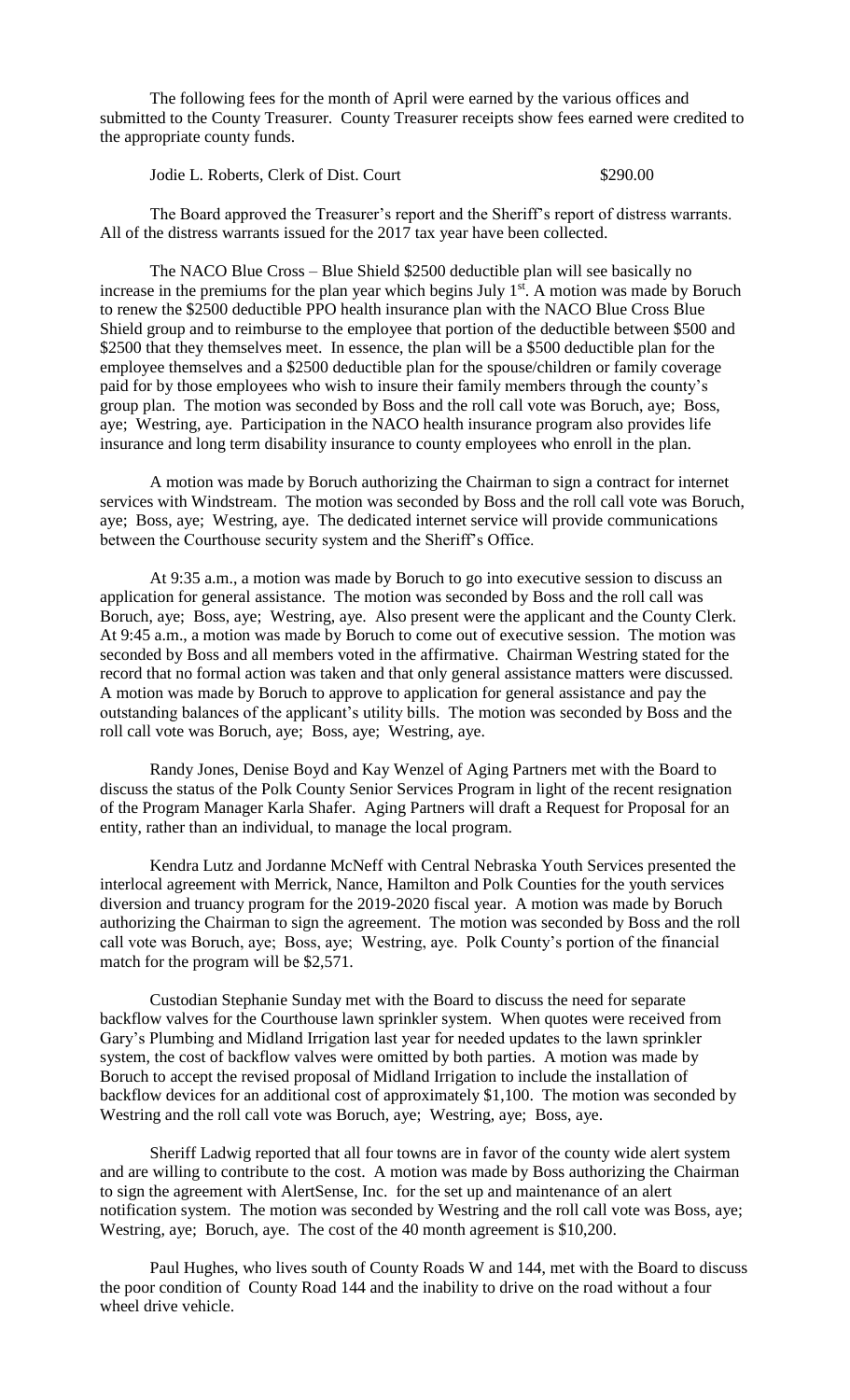The following fees for the month of April were earned by the various offices and submitted to the County Treasurer. County Treasurer receipts show fees earned were credited to the appropriate county funds.

Jodie L. Roberts, Clerk of Dist. Court $290.00

The Board approved the Treasurer's report and the Sheriff's report of distress warrants. All of the distress warrants issued for the 2017 tax year have been collected.

The NACO Blue Cross – Blue Shield \$2500 deductible plan will see basically no increase in the premiums for the plan year which begins July 1st. A motion was made by Boruch to renew the \$2500 deductible PPO health insurance plan with the NACO Blue Cross Blue Shield group and to reimburse to the employee that portion of the deductible between \$500 and \$2500 that they themselves meet. In essence, the plan will be a \$500 deductible plan for the employee themselves and a \$2500 deductible plan for the spouse/children or family coverage paid for by those employees who wish to insure their family members through the county's group plan. The motion was seconded by Boss and the roll call vote was Boruch, aye; Boss, aye; Westring, aye. Participation in the NACO health insurance program also provides life insurance and long term disability insurance to county employees who enroll in the plan.

A motion was made by Boruch authorizing the Chairman to sign a contract for internet services with Windstream. The motion was seconded by Boss and the roll call vote was Boruch, aye; Boss, aye; Westring, aye. The dedicated internet service will provide communications between the Courthouse security system and the Sheriff's Office.

At 9:35 a.m., a motion was made by Boruch to go into executive session to discuss an application for general assistance. The motion was seconded by Boss and the roll call was Boruch, aye; Boss, aye; Westring, aye. Also present were the applicant and the County Clerk. At 9:45 a.m., a motion was made by Boruch to come out of executive session. The motion was seconded by Boss and all members voted in the affirmative. Chairman Westring stated for the record that no formal action was taken and that only general assistance matters were discussed. A motion was made by Boruch to approve to application for general assistance and pay the outstanding balances of the applicant's utility bills. The motion was seconded by Boss and the roll call vote was Boruch, aye; Boss, aye; Westring, aye.

Randy Jones, Denise Boyd and Kay Wenzel of Aging Partners met with the Board to discuss the status of the Polk County Senior Services Program in light of the recent resignation of the Program Manager Karla Shafer. Aging Partners will draft a Request for Proposal for an entity, rather than an individual, to manage the local program.

Kendra Lutz and Jordanne McNeff with Central Nebraska Youth Services presented the interlocal agreement with Merrick, Nance, Hamilton and Polk Counties for the youth services diversion and truancy program for the 2019-2020 fiscal year. A motion was made by Boruch authorizing the Chairman to sign the agreement. The motion was seconded by Boss and the roll call vote was Boruch, aye; Boss, aye; Westring, aye. Polk County's portion of the financial match for the program will be \$2,571.

Custodian Stephanie Sunday met with the Board to discuss the need for separate backflow valves for the Courthouse lawn sprinkler system. When quotes were received from Gary's Plumbing and Midland Irrigation last year for needed updates to the lawn sprinkler system, the cost of backflow valves were omitted by both parties. A motion was made by Boruch to accept the revised proposal of Midland Irrigation to include the installation of backflow devices for an additional cost of approximately \$1,100. The motion was seconded by Westring and the roll call vote was Boruch, aye; Westring, aye; Boss, aye.

Sheriff Ladwig reported that all four towns are in favor of the county wide alert system and are willing to contribute to the cost. A motion was made by Boss authorizing the Chairman to sign the agreement with AlertSense, Inc. for the set up and maintenance of an alert notification system. The motion was seconded by Westring and the roll call vote was Boss, aye; Westring, aye; Boruch, aye. The cost of the 40 month agreement is \$10,200.

Paul Hughes, who lives south of County Roads W and 144, met with the Board to discuss the poor condition of County Road 144 and the inability to drive on the road without a four wheel drive vehicle.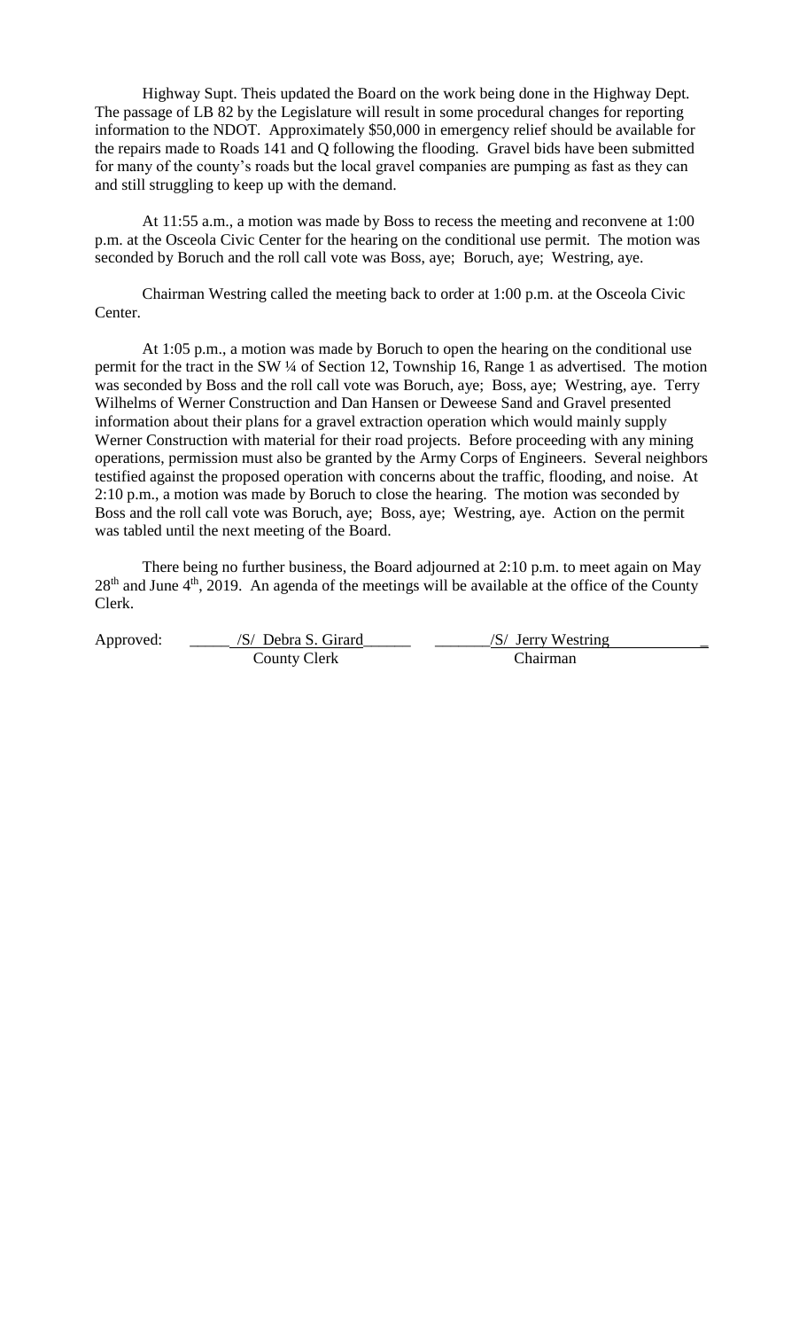Highway Supt. Theis updated the Board on the work being done in the Highway Dept. The passage of LB 82 by the Legislature will result in some procedural changes for reporting information to the NDOT. Approximately $50,000 in emergency relief should be available for the repairs made to Roads 141 and Q following the flooding. Gravel bids have been submitted for many of the county's roads but the local gravel companies are pumping as fast as they can and still struggling to keep up with the demand.

At 11:55 a.m., a motion was made by Boss to recess the meeting and reconvene at 1:00 p.m. at the Osceola Civic Center for the hearing on the conditional use permit. The motion was seconded by Boruch and the roll call vote was Boss, aye; Boruch, aye; Westring, aye.

Chairman Westring called the meeting back to order at 1:00 p.m. at the Osceola Civic Center.

At 1:05 p.m., a motion was made by Boruch to open the hearing on the conditional use permit for the tract in the SW ¼ of Section 12, Township 16, Range 1 as advertised. The motion was seconded by Boss and the roll call vote was Boruch, aye; Boss, aye; Westring, aye. Terry Wilhelms of Werner Construction and Dan Hansen or Deweese Sand and Gravel presented information about their plans for a gravel extraction operation which would mainly supply Werner Construction with material for their road projects. Before proceeding with any mining operations, permission must also be granted by the Army Corps of Engineers. Several neighbors testified against the proposed operation with concerns about the traffic, flooding, and noise. At 2:10 p.m., a motion was made by Boruch to close the hearing. The motion was seconded by Boss and the roll call vote was Boruch, aye; Boss, aye; Westring, aye. Action on the permit was tabled until the next meeting of the Board.

There being no further business, the Board adjourned at 2:10 p.m. to meet again on May 28th and June 4th, 2019. An agenda of the meetings will be available at the office of the County Clerk.

Approved: /S/ Debra S. Girard — County Clerk

/S/ Jerry Westring — Chairman